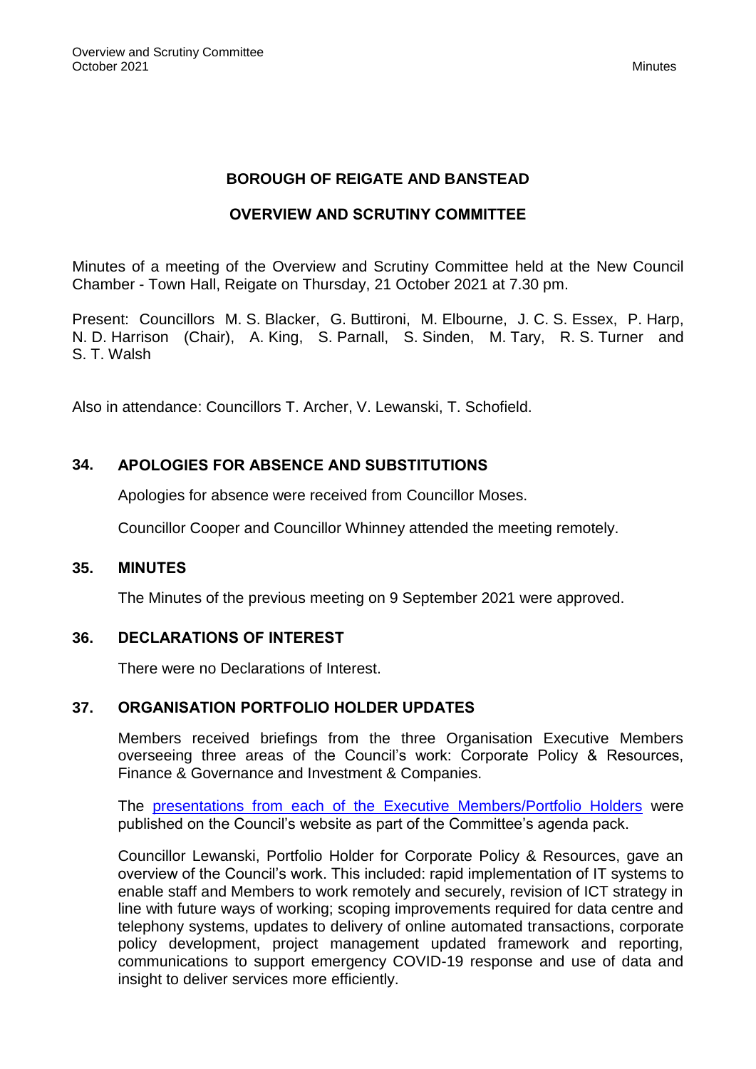# BOROUGH OF REIGATE AND BANSTEAD

## OVERVIEW AND SCRUTINY COMMITTEE

Minutes of a meeting of the Overview and Scrutiny Committee held at the New Council Chamber - Town Hall, Reigate on Thursday, 21 October 2021 at 7.30 pm.

Present: Councillors M. S. Blacker, G. Buttironi, M. Elbourne, J. C. S. Essex, P. Harp, N. D. Harrison (Chair), A. King, S. Parnall, S. Sinden, M. Tary, R. S. Turner and S. T. Walsh

Also in attendance: Councillors T. Archer, V. Lewanski, T. Schofield.

### 34. APOLOGIES FOR ABSENCE AND SUBSTITUTIONS

Apologies for absence were received from Councillor Moses.

Councillor Cooper and Councillor Whinney attended the meeting remotely.

### 35. MINUTES

The Minutes of the previous meeting on 9 September 2021 were approved.

### 36. DECLARATIONS OF INTEREST

There were no Declarations of Interest.

### 37. ORGANISATION PORTFOLIO HOLDER UPDATES

Members received briefings from the three Organisation Executive Members overseeing three areas of the Council's work: Corporate Policy & Resources, Finance & Governance and Investment & Companies.

The presentations from each of the Executive Members/Portfolio Holders were published on the Council's website as part of the Committee's agenda pack.

Councillor Lewanski, Portfolio Holder for Corporate Policy & Resources, gave an overview of the Council's work. This included: rapid implementation of IT systems to enable staff and Members to work remotely and securely, revision of ICT strategy in line with future ways of working; scoping improvements required for data centre and telephony systems, updates to delivery of online automated transactions, corporate policy development, project management updated framework and reporting, communications to support emergency COVID-19 response and use of data and insight to deliver services more efficiently.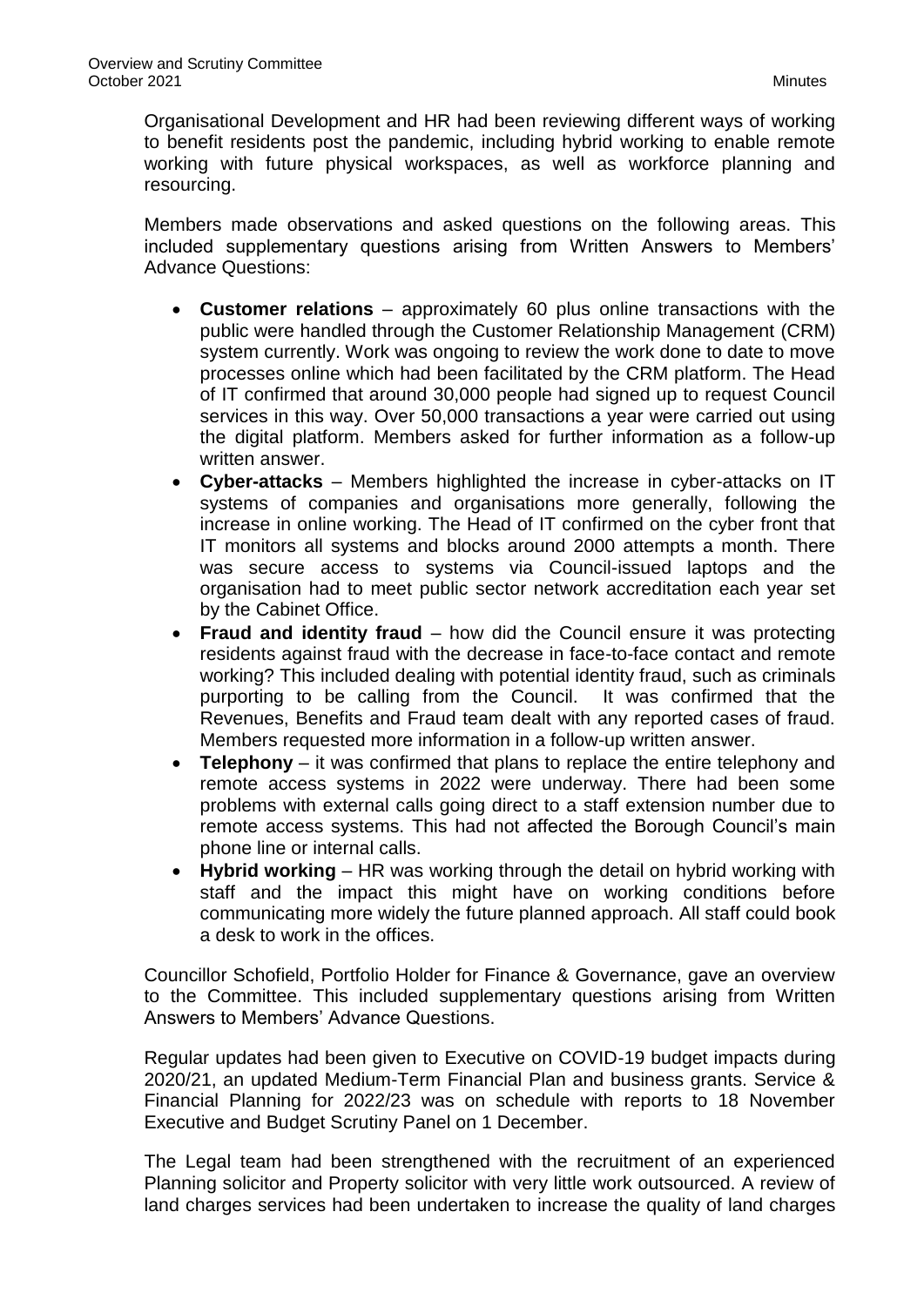Organisational Development and HR had been reviewing different ways of working to benefit residents post the pandemic, including hybrid working to enable remote working with future physical workspaces, as well as workforce planning and resourcing.

Members made observations and asked questions on the following areas. This included supplementary questions arising from Written Answers to Members' Advance Questions:

- **Customer relations** – approximately 60 plus online transactions with the public were handled through the Customer Relationship Management (CRM) system currently. Work was ongoing to review the work done to date to move processes online which had been facilitated by the CRM platform. The Head of IT confirmed that around 30,000 people had signed up to request Council services in this way. Over 50,000 transactions a year were carried out using the digital platform. Members asked for further information as a follow-up written answer.
- **Cyber-attacks** – Members highlighted the increase in cyber-attacks on IT systems of companies and organisations more generally, following the increase in online working. The Head of IT confirmed on the cyber front that IT monitors all systems and blocks around 2000 attempts a month. There was secure access to systems via Council-issued laptops and the organisation had to meet public sector network accreditation each year set by the Cabinet Office.
- **Fraud and identity fraud** – how did the Council ensure it was protecting residents against fraud with the decrease in face-to-face contact and remote working? This included dealing with potential identity fraud, such as criminals purporting to be calling from the Council. It was confirmed that the Revenues, Benefits and Fraud team dealt with any reported cases of fraud. Members requested more information in a follow-up written answer.
- **Telephony** – it was confirmed that plans to replace the entire telephony and remote access systems in 2022 were underway. There had been some problems with external calls going direct to a staff extension number due to remote access systems. This had not affected the Borough Council's main phone line or internal calls.
- **Hybrid working** – HR was working through the detail on hybrid working with staff and the impact this might have on working conditions before communicating more widely the future planned approach. All staff could book a desk to work in the offices.

Councillor Schofield, Portfolio Holder for Finance & Governance, gave an overview to the Committee. This included supplementary questions arising from Written Answers to Members' Advance Questions.

Regular updates had been given to Executive on COVID-19 budget impacts during 2020/21, an updated Medium-Term Financial Plan and business grants. Service & Financial Planning for 2022/23 was on schedule with reports to 18 November Executive and Budget Scrutiny Panel on 1 December.

The Legal team had been strengthened with the recruitment of an experienced Planning solicitor and Property solicitor with very little work outsourced. A review of land charges services had been undertaken to increase the quality of land charges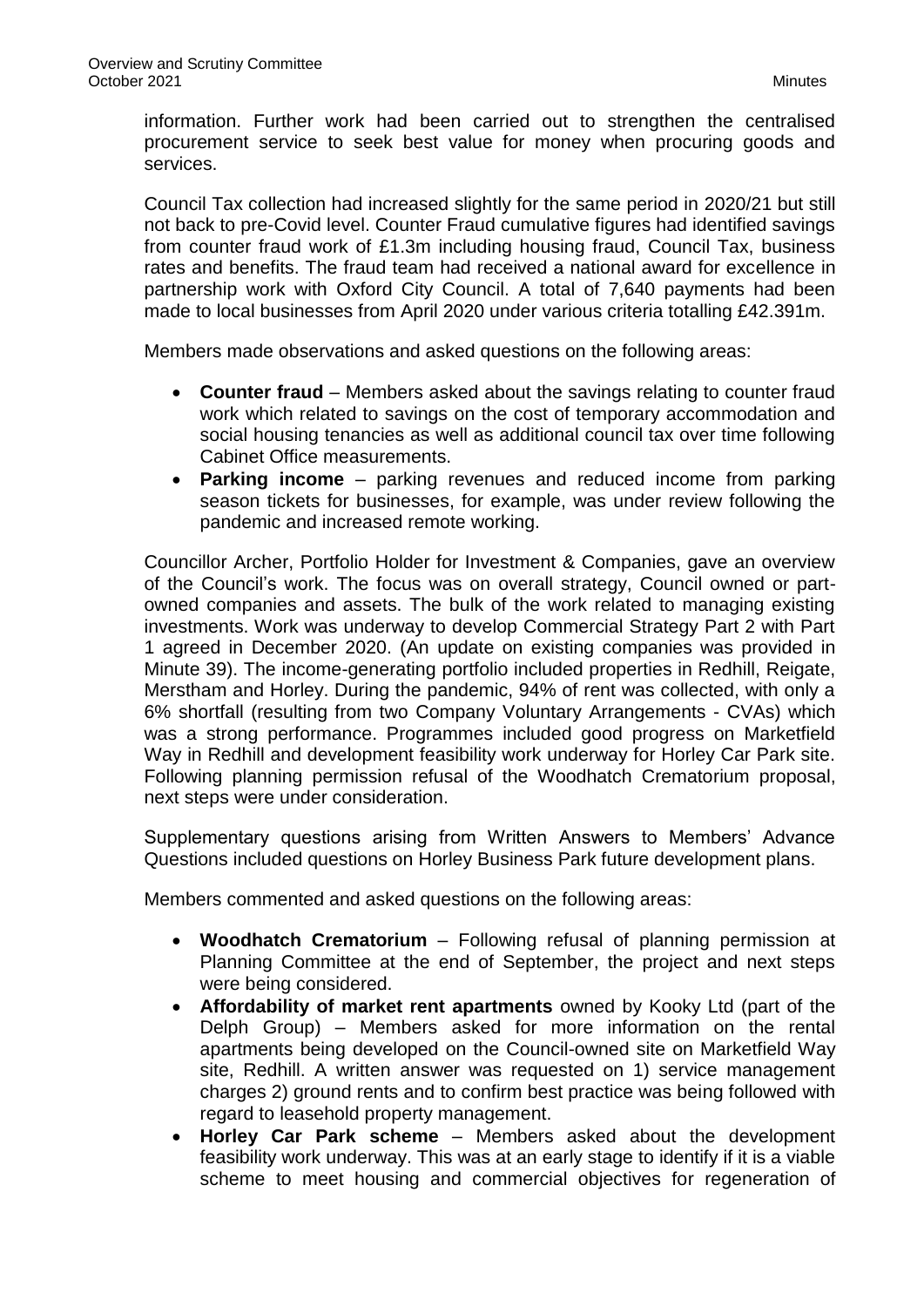information. Further work had been carried out to strengthen the centralised procurement service to seek best value for money when procuring goods and services.

Council Tax collection had increased slightly for the same period in 2020/21 but still not back to pre-Covid level. Counter Fraud cumulative figures had identified savings from counter fraud work of £1.3m including housing fraud, Council Tax, business rates and benefits. The fraud team had received a national award for excellence in partnership work with Oxford City Council. A total of 7,640 payments had been made to local businesses from April 2020 under various criteria totalling £42.391m.

Members made observations and asked questions on the following areas:

- **Counter fraud** – Members asked about the savings relating to counter fraud work which related to savings on the cost of temporary accommodation and social housing tenancies as well as additional council tax over time following Cabinet Office measurements.
- **Parking income** – parking revenues and reduced income from parking season tickets for businesses, for example, was under review following the pandemic and increased remote working.

Councillor Archer, Portfolio Holder for Investment & Companies, gave an overview of the Council's work. The focus was on overall strategy, Council owned or part-owned companies and assets. The bulk of the work related to managing existing investments. Work was underway to develop Commercial Strategy Part 2 with Part 1 agreed in December 2020. (An update on existing companies was provided in Minute 39). The income-generating portfolio included properties in Redhill, Reigate, Merstham and Horley. During the pandemic, 94% of rent was collected, with only a 6% shortfall (resulting from two Company Voluntary Arrangements - CVAs) which was a strong performance. Programmes included good progress on Marketfield Way in Redhill and development feasibility work underway for Horley Car Park site. Following planning permission refusal of the Woodhatch Crematorium proposal, next steps were under consideration.

Supplementary questions arising from Written Answers to Members' Advance Questions included questions on Horley Business Park future development plans.

Members commented and asked questions on the following areas:

- **Woodhatch Crematorium** – Following refusal of planning permission at Planning Committee at the end of September, the project and next steps were being considered.
- **Affordability of market rent apartments** owned by Kooky Ltd (part of the Delph Group) – Members asked for more information on the rental apartments being developed on the Council-owned site on Marketfield Way site, Redhill. A written answer was requested on 1) service management charges 2) ground rents and to confirm best practice was being followed with regard to leasehold property management.
- **Horley Car Park scheme** – Members asked about the development feasibility work underway. This was at an early stage to identify if it is a viable scheme to meet housing and commercial objectives for regeneration of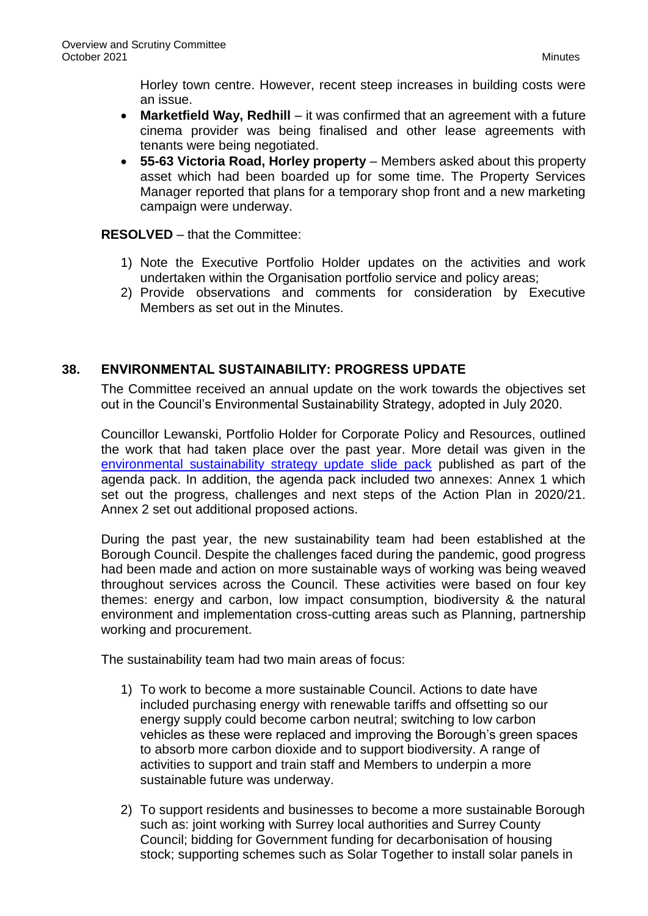Horley town centre. However, recent steep increases in building costs were an issue.

- **Marketfield Way, Redhill** – it was confirmed that an agreement with a future cinema provider was being finalised and other lease agreements with tenants were being negotiated.
- **55-63 Victoria Road, Horley property** – Members asked about this property asset which had been boarded up for some time. The Property Services Manager reported that plans for a temporary shop front and a new marketing campaign were underway.

**RESOLVED** – that the Committee:

1) Note the Executive Portfolio Holder updates on the activities and work undertaken within the Organisation portfolio service and policy areas;
2) Provide observations and comments for consideration by Executive Members as set out in the Minutes.

## 38. ENVIRONMENTAL SUSTAINABILITY: PROGRESS UPDATE

The Committee received an annual update on the work towards the objectives set out in the Council's Environmental Sustainability Strategy, adopted in July 2020.

Councillor Lewanski, Portfolio Holder for Corporate Policy and Resources, outlined the work that had taken place over the past year. More detail was given in the environmental sustainability strategy update slide pack published as part of the agenda pack. In addition, the agenda pack included two annexes: Annex 1 which set out the progress, challenges and next steps of the Action Plan in 2020/21. Annex 2 set out additional proposed actions.

During the past year, the new sustainability team had been established at the Borough Council. Despite the challenges faced during the pandemic, good progress had been made and action on more sustainable ways of working was being weaved throughout services across the Council. These activities were based on four key themes: energy and carbon, low impact consumption, biodiversity & the natural environment and implementation cross-cutting areas such as Planning, partnership working and procurement.

The sustainability team had two main areas of focus:

1) To work to become a more sustainable Council. Actions to date have included purchasing energy with renewable tariffs and offsetting so our energy supply could become carbon neutral; switching to low carbon vehicles as these were replaced and improving the Borough's green spaces to absorb more carbon dioxide and to support biodiversity. A range of activities to support and train staff and Members to underpin a more sustainable future was underway.

2) To support residents and businesses to become a more sustainable Borough such as: joint working with Surrey local authorities and Surrey County Council; bidding for Government funding for decarbonisation of housing stock; supporting schemes such as Solar Together to install solar panels in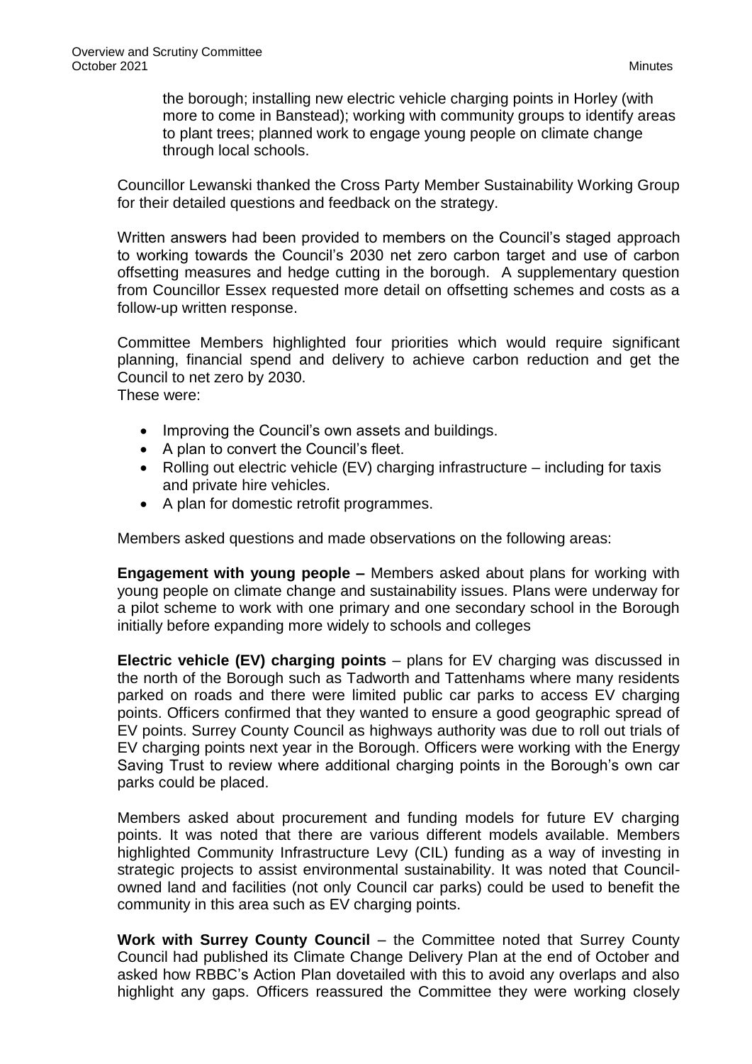the borough; installing new electric vehicle charging points in Horley (with more to come in Banstead); working with community groups to identify areas to plant trees; planned work to engage young people on climate change through local schools.

Councillor Lewanski thanked the Cross Party Member Sustainability Working Group for their detailed questions and feedback on the strategy.

Written answers had been provided to members on the Council's staged approach to working towards the Council's 2030 net zero carbon target and use of carbon offsetting measures and hedge cutting in the borough. A supplementary question from Councillor Essex requested more detail on offsetting schemes and costs as a follow-up written response.

Committee Members highlighted four priorities which would require significant planning, financial spend and delivery to achieve carbon reduction and get the Council to net zero by 2030.
These were:

- Improving the Council's own assets and buildings.
- A plan to convert the Council's fleet.
- Rolling out electric vehicle (EV) charging infrastructure – including for taxis and private hire vehicles.
- A plan for domestic retrofit programmes.

Members asked questions and made observations on the following areas:

**Engagement with young people –** Members asked about plans for working with young people on climate change and sustainability issues. Plans were underway for a pilot scheme to work with one primary and one secondary school in the Borough initially before expanding more widely to schools and colleges

**Electric vehicle (EV) charging points** – plans for EV charging was discussed in the north of the Borough such as Tadworth and Tattenhams where many residents parked on roads and there were limited public car parks to access EV charging points. Officers confirmed that they wanted to ensure a good geographic spread of EV points. Surrey County Council as highways authority was due to roll out trials of EV charging points next year in the Borough. Officers were working with the Energy Saving Trust to review where additional charging points in the Borough's own car parks could be placed.

Members asked about procurement and funding models for future EV charging points. It was noted that there are various different models available. Members highlighted Community Infrastructure Levy (CIL) funding as a way of investing in strategic projects to assist environmental sustainability. It was noted that Council-owned land and facilities (not only Council car parks) could be used to benefit the community in this area such as EV charging points.

**Work with Surrey County Council** – the Committee noted that Surrey County Council had published its Climate Change Delivery Plan at the end of October and asked how RBBC's Action Plan dovetailed with this to avoid any overlaps and also highlight any gaps. Officers reassured the Committee they were working closely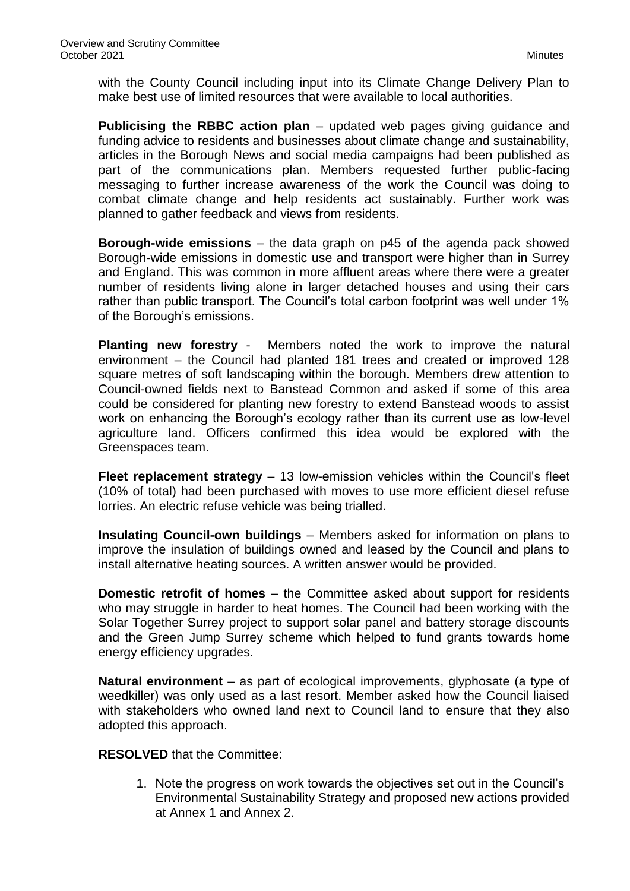with the County Council including input into its Climate Change Delivery Plan to make best use of limited resources that were available to local authorities.

**Publicising the RBBC action plan** – updated web pages giving guidance and funding advice to residents and businesses about climate change and sustainability, articles in the Borough News and social media campaigns had been published as part of the communications plan. Members requested further public-facing messaging to further increase awareness of the work the Council was doing to combat climate change and help residents act sustainably. Further work was planned to gather feedback and views from residents.

**Borough-wide emissions** – the data graph on p45 of the agenda pack showed Borough-wide emissions in domestic use and transport were higher than in Surrey and England. This was common in more affluent areas where there were a greater number of residents living alone in larger detached houses and using their cars rather than public transport. The Council's total carbon footprint was well under 1% of the Borough's emissions.

**Planting new forestry** - Members noted the work to improve the natural environment – the Council had planted 181 trees and created or improved 128 square metres of soft landscaping within the borough. Members drew attention to Council-owned fields next to Banstead Common and asked if some of this area could be considered for planting new forestry to extend Banstead woods to assist work on enhancing the Borough's ecology rather than its current use as low-level agriculture land. Officers confirmed this idea would be explored with the Greenspaces team.

**Fleet replacement strategy** – 13 low-emission vehicles within the Council's fleet (10% of total) had been purchased with moves to use more efficient diesel refuse lorries. An electric refuse vehicle was being trialled.

**Insulating Council-own buildings** – Members asked for information on plans to improve the insulation of buildings owned and leased by the Council and plans to install alternative heating sources. A written answer would be provided.

**Domestic retrofit of homes** – the Committee asked about support for residents who may struggle in harder to heat homes. The Council had been working with the Solar Together Surrey project to support solar panel and battery storage discounts and the Green Jump Surrey scheme which helped to fund grants towards home energy efficiency upgrades.

**Natural environment** – as part of ecological improvements, glyphosate (a type of weedkiller) was only used as a last resort. Member asked how the Council liaised with stakeholders who owned land next to Council land to ensure that they also adopted this approach.

**RESOLVED** that the Committee:

1. Note the progress on work towards the objectives set out in the Council's Environmental Sustainability Strategy and proposed new actions provided at Annex 1 and Annex 2.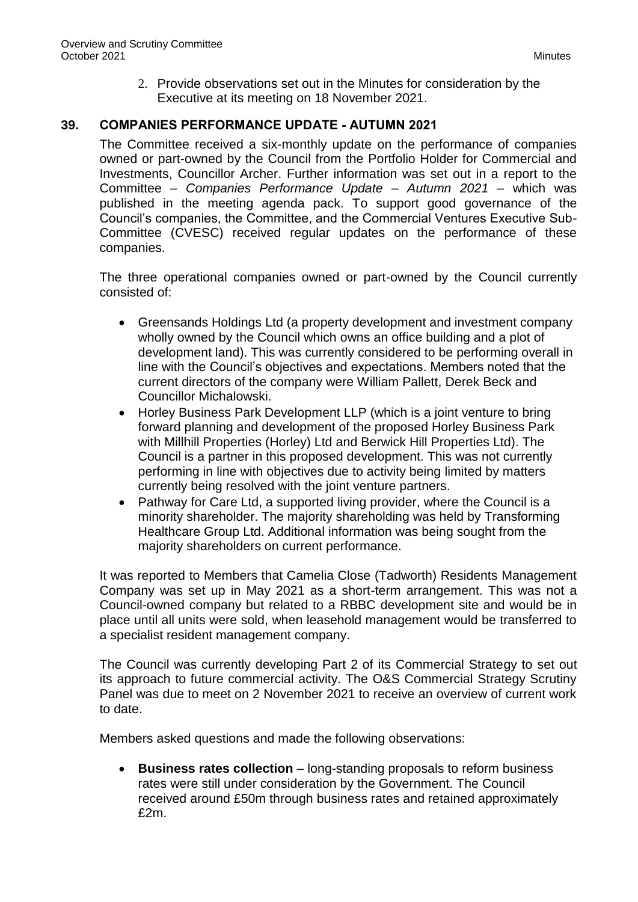2. Provide observations set out in the Minutes for consideration by the Executive at its meeting on 18 November 2021.

## 39. COMPANIES PERFORMANCE UPDATE - AUTUMN 2021

The Committee received a six-monthly update on the performance of companies owned or part-owned by the Council from the Portfolio Holder for Commercial and Investments, Councillor Archer. Further information was set out in a report to the Committee – *Companies Performance Update – Autumn 2021* – which was published in the meeting agenda pack. To support good governance of the Council's companies, the Committee, and the Commercial Ventures Executive Sub-Committee (CVESC) received regular updates on the performance of these companies.

The three operational companies owned or part-owned by the Council currently consisted of:

- Greensands Holdings Ltd (a property development and investment company wholly owned by the Council which owns an office building and a plot of development land). This was currently considered to be performing overall in line with the Council's objectives and expectations. Members noted that the current directors of the company were William Pallett, Derek Beck and Councillor Michalowski.
- Horley Business Park Development LLP (which is a joint venture to bring forward planning and development of the proposed Horley Business Park with Millhill Properties (Horley) Ltd and Berwick Hill Properties Ltd). The Council is a partner in this proposed development. This was not currently performing in line with objectives due to activity being limited by matters currently being resolved with the joint venture partners.
- Pathway for Care Ltd, a supported living provider, where the Council is a minority shareholder. The majority shareholding was held by Transforming Healthcare Group Ltd. Additional information was being sought from the majority shareholders on current performance.

It was reported to Members that Camelia Close (Tadworth) Residents Management Company was set up in May 2021 as a short-term arrangement. This was not a Council-owned company but related to a RBBC development site and would be in place until all units were sold, when leasehold management would be transferred to a specialist resident management company.

The Council was currently developing Part 2 of its Commercial Strategy to set out its approach to future commercial activity. The O&S Commercial Strategy Scrutiny Panel was due to meet on 2 November 2021 to receive an overview of current work to date.

Members asked questions and made the following observations:

- **Business rates collection** – long-standing proposals to reform business rates were still under consideration by the Government. The Council received around £50m through business rates and retained approximately £2m.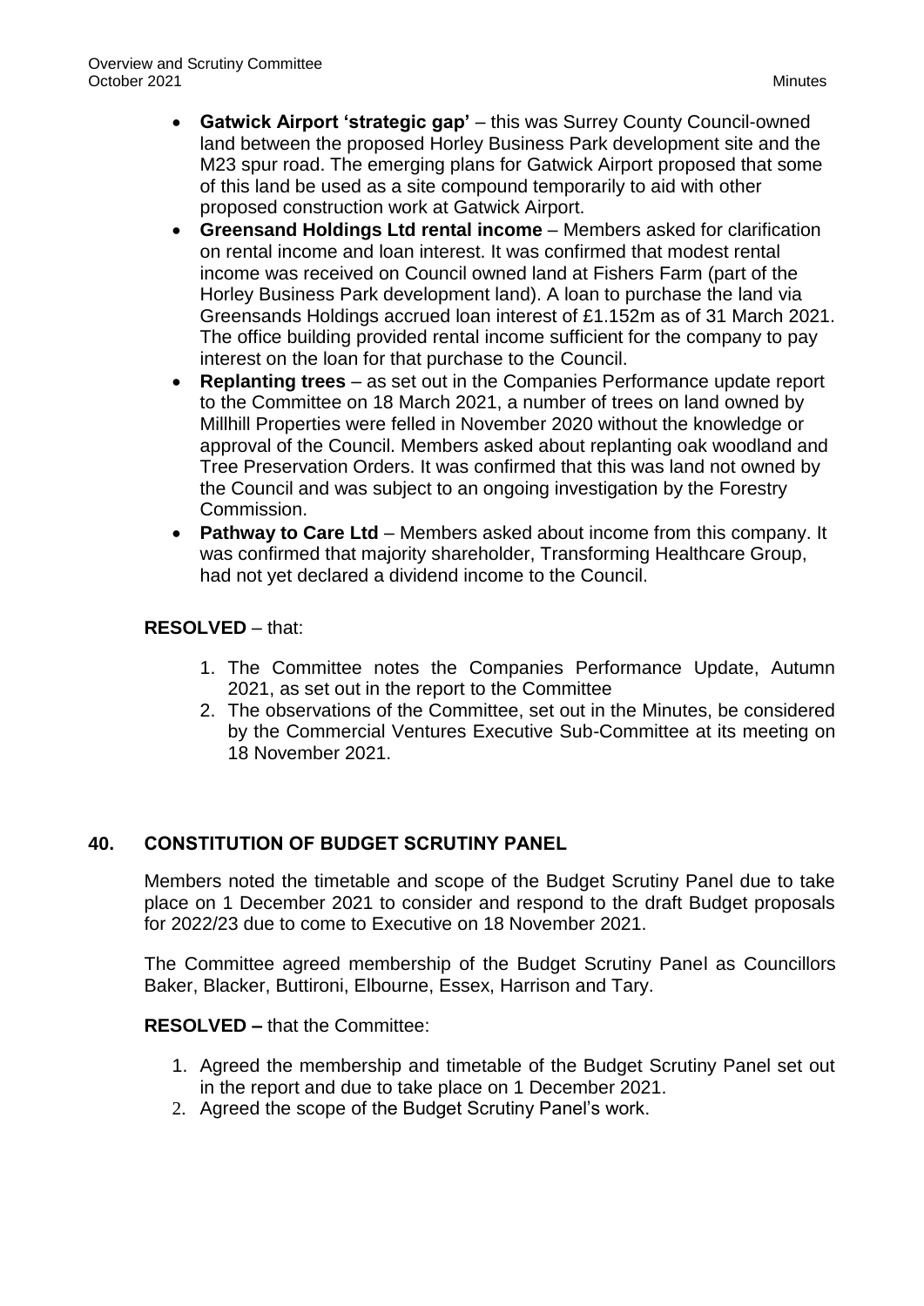- **Gatwick Airport 'strategic gap'** – this was Surrey County Council-owned land between the proposed Horley Business Park development site and the M23 spur road. The emerging plans for Gatwick Airport proposed that some of this land be used as a site compound temporarily to aid with other proposed construction work at Gatwick Airport.
- **Greensand Holdings Ltd rental income** – Members asked for clarification on rental income and loan interest. It was confirmed that modest rental income was received on Council owned land at Fishers Farm (part of the Horley Business Park development land). A loan to purchase the land via Greensands Holdings accrued loan interest of £1.152m as of 31 March 2021. The office building provided rental income sufficient for the company to pay interest on the loan for that purchase to the Council.
- **Replanting trees** – as set out in the Companies Performance update report to the Committee on 18 March 2021, a number of trees on land owned by Millhill Properties were felled in November 2020 without the knowledge or approval of the Council. Members asked about replanting oak woodland and Tree Preservation Orders. It was confirmed that this was land not owned by the Council and was subject to an ongoing investigation by the Forestry Commission.
- **Pathway to Care Ltd** – Members asked about income from this company. It was confirmed that majority shareholder, Transforming Healthcare Group, had not yet declared a dividend income to the Council.

**RESOLVED** – that:

1. The Committee notes the Companies Performance Update, Autumn 2021, as set out in the report to the Committee
2. The observations of the Committee, set out in the Minutes, be considered by the Commercial Ventures Executive Sub-Committee at its meeting on 18 November 2021.

## 40. CONSTITUTION OF BUDGET SCRUTINY PANEL

Members noted the timetable and scope of the Budget Scrutiny Panel due to take place on 1 December 2021 to consider and respond to the draft Budget proposals for 2022/23 due to come to Executive on 18 November 2021.

The Committee agreed membership of the Budget Scrutiny Panel as Councillors Baker, Blacker, Buttironi, Elbourne, Essex, Harrison and Tary.

**RESOLVED –** that the Committee:

1. Agreed the membership and timetable of the Budget Scrutiny Panel set out in the report and due to take place on 1 December 2021.
2. Agreed the scope of the Budget Scrutiny Panel's work.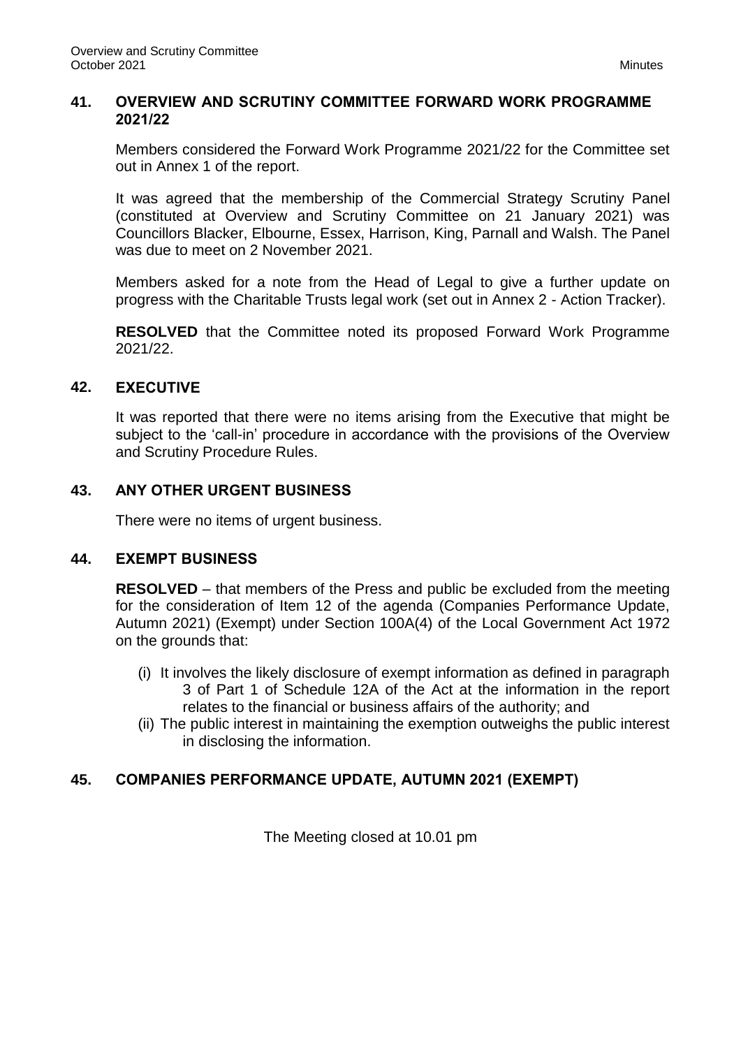## 41. OVERVIEW AND SCRUTINY COMMITTEE FORWARD WORK PROGRAMME 2021/22

Members considered the Forward Work Programme 2021/22 for the Committee set out in Annex 1 of the report.

It was agreed that the membership of the Commercial Strategy Scrutiny Panel (constituted at Overview and Scrutiny Committee on 21 January 2021) was Councillors Blacker, Elbourne, Essex, Harrison, King, Parnall and Walsh. The Panel was due to meet on 2 November 2021.

Members asked for a note from the Head of Legal to give a further update on progress with the Charitable Trusts legal work (set out in Annex 2 - Action Tracker).

**RESOLVED** that the Committee noted its proposed Forward Work Programme 2021/22.

## 42. EXECUTIVE

It was reported that there were no items arising from the Executive that might be subject to the 'call-in' procedure in accordance with the provisions of the Overview and Scrutiny Procedure Rules.

## 43. ANY OTHER URGENT BUSINESS

There were no items of urgent business.

## 44. EXEMPT BUSINESS

**RESOLVED** – that members of the Press and public be excluded from the meeting for the consideration of Item 12 of the agenda (Companies Performance Update, Autumn 2021) (Exempt) under Section 100A(4) of the Local Government Act 1972 on the grounds that:

(i) It involves the likely disclosure of exempt information as defined in paragraph 3 of Part 1 of Schedule 12A of the Act at the information in the report relates to the financial or business affairs of the authority; and

(ii) The public interest in maintaining the exemption outweighs the public interest in disclosing the information.

## 45. COMPANIES PERFORMANCE UPDATE, AUTUMN 2021 (EXEMPT)

The Meeting closed at 10.01 pm